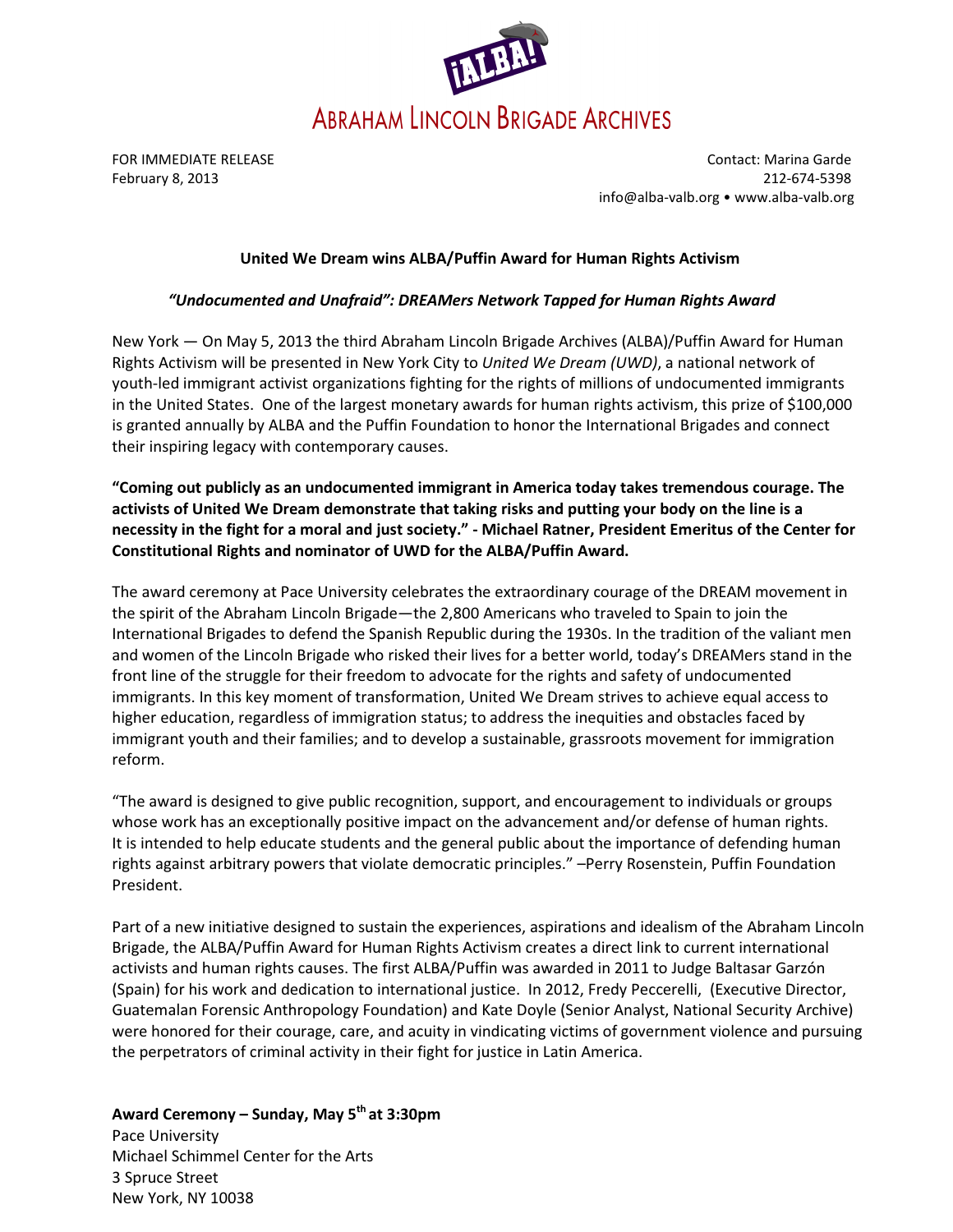¡ALBA!

ABRAHAM LINCOLN BRIGADE ARCHIVES

FOR IMMEDIATE RELEASE
February 8, 2013

Contact: Marina Garde
212-674-5398
info@alba-valb.org • www.alba-valb.org

## United We Dream wins ALBA/Puffin Award for Human Rights Activism

### *"Undocumented and Unafraid": DREAMers Network Tapped for Human Rights Award*

New York — On May 5, 2013 the third Abraham Lincoln Brigade Archives (ALBA)/Puffin Award for Human Rights Activism will be presented in New York City to *United We Dream (UWD)*, a national network of youth-led immigrant activist organizations fighting for the rights of millions of undocumented immigrants in the United States. One of the largest monetary awards for human rights activism, this prize of $100,000 is granted annually by ALBA and the Puffin Foundation to honor the International Brigades and connect their inspiring legacy with contemporary causes.

**"Coming out publicly as an undocumented immigrant in America today takes tremendous courage. The activists of United We Dream demonstrate that taking risks and putting your body on the line is a necessity in the fight for a moral and just society." - Michael Ratner, President Emeritus of the Center for Constitutional Rights and nominator of UWD for the ALBA/Puffin Award.**

The award ceremony at Pace University celebrates the extraordinary courage of the DREAM movement in the spirit of the Abraham Lincoln Brigade—the 2,800 Americans who traveled to Spain to join the International Brigades to defend the Spanish Republic during the 1930s. In the tradition of the valiant men and women of the Lincoln Brigade who risked their lives for a better world, today's DREAMers stand in the front line of the struggle for their freedom to advocate for the rights and safety of undocumented immigrants. In this key moment of transformation, United We Dream strives to achieve equal access to higher education, regardless of immigration status; to address the inequities and obstacles faced by immigrant youth and their families; and to develop a sustainable, grassroots movement for immigration reform.

"The award is designed to give public recognition, support, and encouragement to individuals or groups whose work has an exceptionally positive impact on the advancement and/or defense of human rights. It is intended to help educate students and the general public about the importance of defending human rights against arbitrary powers that violate democratic principles." –Perry Rosenstein, Puffin Foundation President.

Part of a new initiative designed to sustain the experiences, aspirations and idealism of the Abraham Lincoln Brigade, the ALBA/Puffin Award for Human Rights Activism creates a direct link to current international activists and human rights causes. The first ALBA/Puffin was awarded in 2011 to Judge Baltasar Garzón (Spain) for his work and dedication to international justice. In 2012, Fredy Peccerelli, (Executive Director, Guatemalan Forensic Anthropology Foundation) and Kate Doyle (Senior Analyst, National Security Archive) were honored for their courage, care, and acuity in vindicating victims of government violence and pursuing the perpetrators of criminal activity in their fight for justice in Latin America.

**Award Ceremony – Sunday, May 5th at 3:30pm**
Pace University
Michael Schimmel Center for the Arts
3 Spruce Street
New York, NY 10038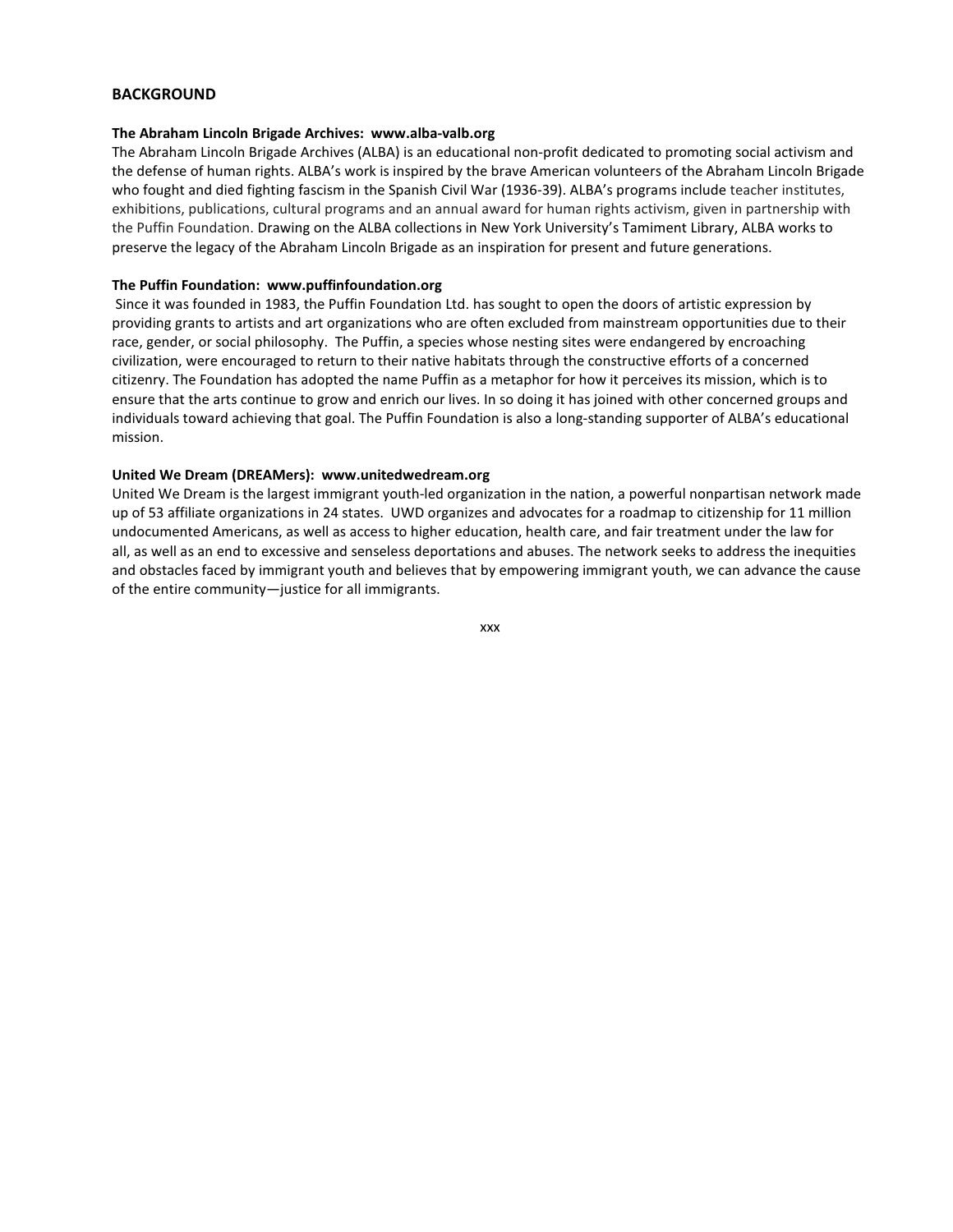## BACKGROUND

**The Abraham Lincoln Brigade Archives: www.alba-valb.org**

The Abraham Lincoln Brigade Archives (ALBA) is an educational non-profit dedicated to promoting social activism and the defense of human rights. ALBA's work is inspired by the brave American volunteers of the Abraham Lincoln Brigade who fought and died fighting fascism in the Spanish Civil War (1936-39). ALBA's programs include teacher institutes, exhibitions, publications, cultural programs and an annual award for human rights activism, given in partnership with the Puffin Foundation. Drawing on the ALBA collections in New York University's Tamiment Library, ALBA works to preserve the legacy of the Abraham Lincoln Brigade as an inspiration for present and future generations.

**The Puffin Foundation: www.puffinfoundation.org**

Since it was founded in 1983, the Puffin Foundation Ltd. has sought to open the doors of artistic expression by providing grants to artists and art organizations who are often excluded from mainstream opportunities due to their race, gender, or social philosophy. The Puffin, a species whose nesting sites were endangered by encroaching civilization, were encouraged to return to their native habitats through the constructive efforts of a concerned citizenry. The Foundation has adopted the name Puffin as a metaphor for how it perceives its mission, which is to ensure that the arts continue to grow and enrich our lives. In so doing it has joined with other concerned groups and individuals toward achieving that goal. The Puffin Foundation is also a long-standing supporter of ALBA's educational mission.

**United We Dream (DREAMers): www.unitedwedream.org**

United We Dream is the largest immigrant youth-led organization in the nation, a powerful nonpartisan network made up of 53 affiliate organizations in 24 states. UWD organizes and advocates for a roadmap to citizenship for 11 million undocumented Americans, as well as access to higher education, health care, and fair treatment under the law for all, as well as an end to excessive and senseless deportations and abuses. The network seeks to address the inequities and obstacles faced by immigrant youth and believes that by empowering immigrant youth, we can advance the cause of the entire community—justice for all immigrants.

xxx